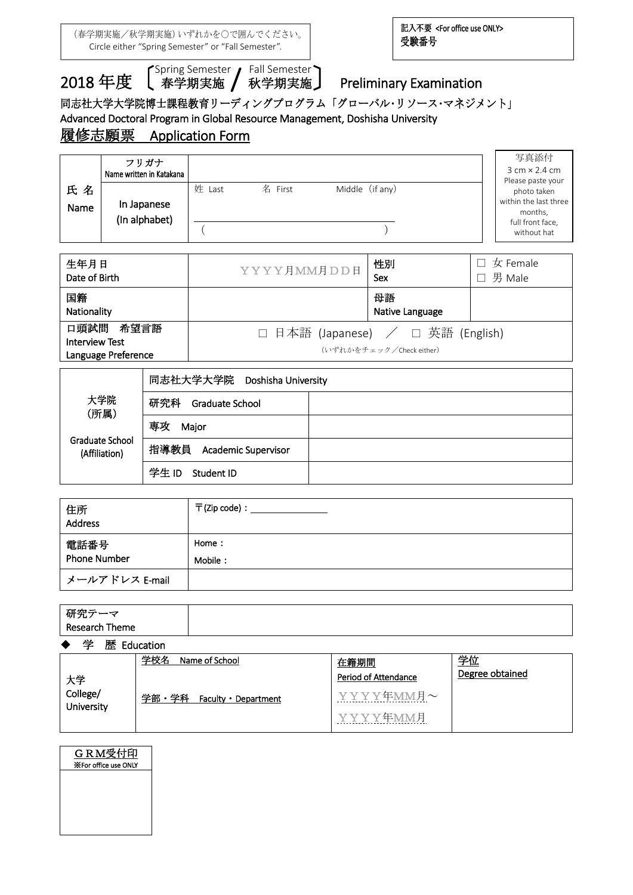(春学期実施／秋学期実施) いずれかを○で囲んでください。
Circle either "Spring Semester" or "Fall Semester".

記入不要 <For office use ONLY>
受験番号

# 2018 年度 〔Spring Semester 春学期実施 / Fall Semester 秋学期実施〕 Preliminary Examination

同志社大学大学院博士課程教育リーディングプログラム「グローバル･リソース･マネジメント」
Advanced Doctoral Program in Global Resource Management, Doshisha University

## 履修志願票　Application Form

| 氏 名 Name | フリガナ Name written in Katakana | | 写真添付 3 cm × 2.4 cm Please paste your photo taken within the last three months, full front face, without hat |
|---|---|---|---|
| | In Japanese (In alphabet) | 姓 Last　名 First　Middle（if any） ( ) | |

| 生年月日 Date of Birth | ＹＹＹＹ月MM月ＤＤ日 | 性別 Sex | □ 女 Female □ 男 Male |
|---|---|---|---|
| 国籍 Nationality | | 母語 Native Language | |
| 口頭試問　希望言語 Interview Test Language Preference | □ 日本語 (Japanese) ／ □ 英語 (English) （いずれかをチェック／Check either） | | |

| 大学院 (所属) Graduate School (Affiliation) | 同志社大学大学院　Doshisha University | |
|---|---|---|
| | 研究科　Graduate School | |
| | 専攻　Major | |
| | 指導教員　Academic Supervisor | |
| | 学生 ID　Student ID | |

| 住所 Address | 〒(Zip code)： |
|---|---|
| 電話番号 Phone Number | Home： Mobile： |
| メールアドレス E-mail | |

| 研究テーマ Research Theme | |
|---|---|

◆ 学　歴 Education

| | 学校名　Name of School / 学部・学科　Faculty・Department | 在籍期間 Period of Attendance | 学位 Degree obtained |
|---|---|---|---|
| 大学 College/ University | | ＹＹＹＹ年MM月～ ＹＹＹＹ年MM月 | |

| ＧＲＭ受付印 ※For office use ONLY |
|---|
| |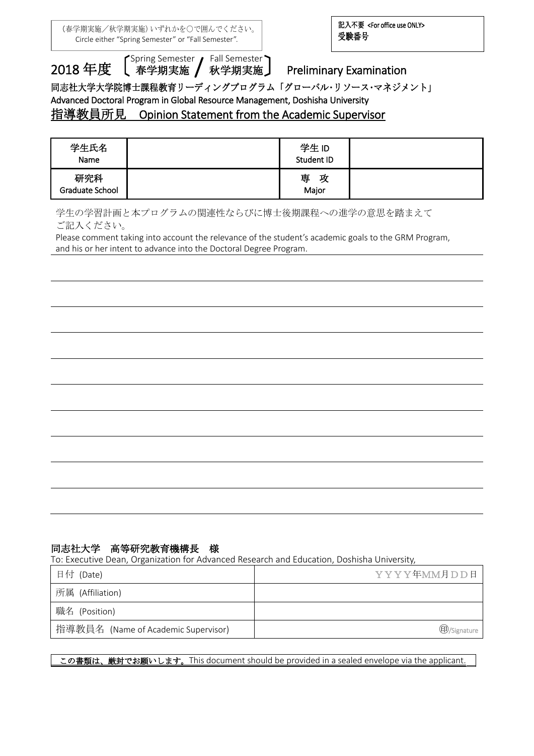（春学期実施／秋学期実施）いずれかを○で囲んでください。
Circle either "Spring Semester" or "Fall Semester".

| 記入不要 <For office use ONLY> 受験番号 |
|---|
| |

# 2018 年度 〔Spring Semester 春学期実施 / Fall Semester 秋学期実施〕 Preliminary Examination

**同志社大学大学院博士課程教育リーディングプログラム「グローバル･リソース･マネジメント」**
**Advanced Doctoral Program in Global Resource Management, Doshisha University**

## 指導教員所見　Opinion Statement from the Academic Supervisor

| 学生氏名 Name | | 学生 ID Student ID | |
|---|---|---|---|
| 研究科 Graduate School | | 専　攻 Major | |

学生の学習計画と本プログラムの関連性ならびに博士後期課程への進学の意思を踏まえてご記入ください。
Please comment taking into account the relevance of the student's academic goals to the GRM Program, and his or her intent to advance into the Doctoral Degree Program.

**同志社大学　高等研究教育機構長　様**
To: Executive Dean, Organization for Advanced Research and Education, Doshisha University,

| 日付 (Date) | ＹＹＹＹ年MM月ＤＤ日 |
|---|---|
| 所属 (Affiliation) | |
| 職名 (Position) | |
| 指導教員名 (Name of Academic Supervisor) | ㊞/Signature |

**この書類は、厳封でお願いします。** This document should be provided in a sealed envelope via the applicant.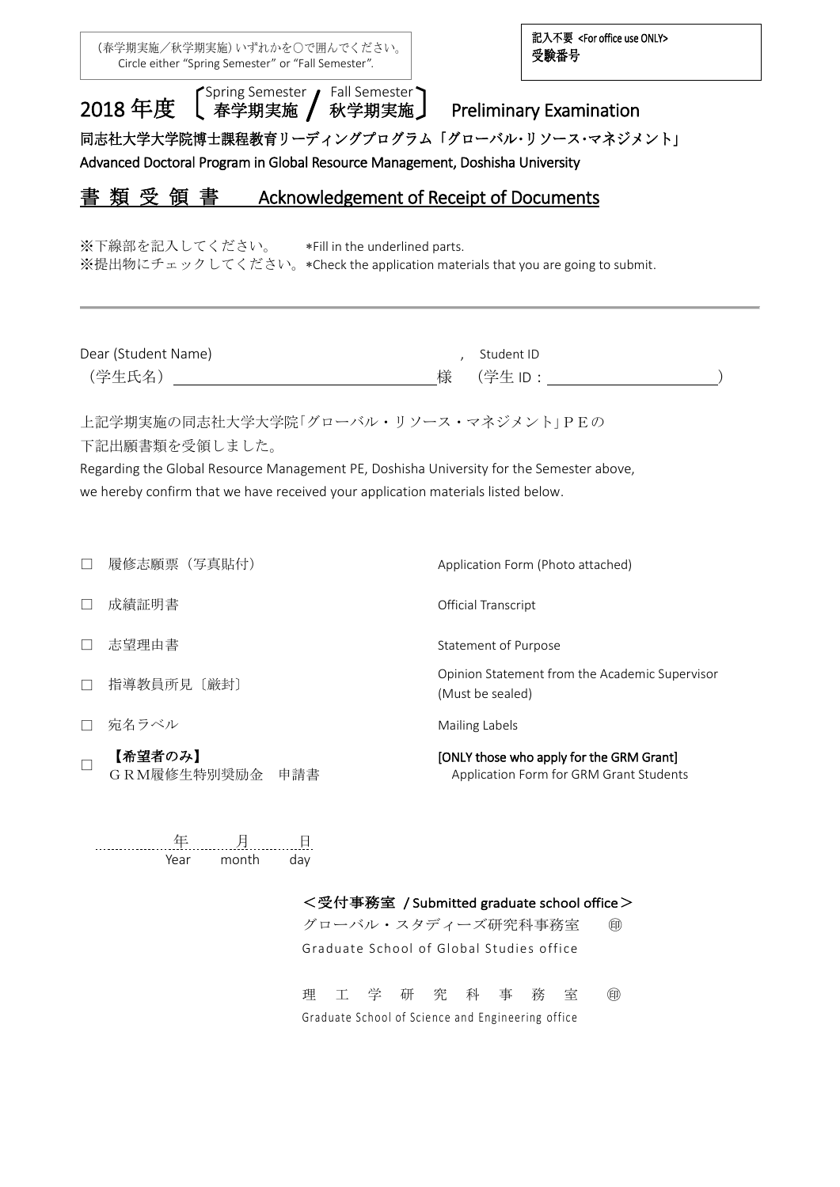(春学期実施／秋学期実施) いずれかを○で囲んでください。
Circle either "Spring Semester" or "Fall Semester".

記入不要 <For office use ONLY>
受験番号

# 2018 年度 〔Spring Semester 春学期実施 / Fall Semester 秋学期実施〕 Preliminary Examination

**同志社大学大学院博士課程教育リーディングプログラム「グローバル･リソース･マネジメント」**
**Advanced Doctoral Program in Global Resource Management, Doshisha University**

## 書 類 受 領 書　　Acknowledgement of Receipt of Documents

※下線部を記入してください。　＊Fill in the underlined parts.
※提出物にチェックしてください。＊Check the application materials that you are going to submit.

---

Dear (Student Name) ＿＿＿＿＿＿＿＿＿＿＿＿＿＿＿＿ , Student ID
（学生氏名）＿＿＿＿＿＿＿＿＿＿＿＿＿＿＿＿ 様　（学生 ID：＿＿＿＿＿＿＿＿＿＿）

上記学期実施の同志社大学大学院｢グローバル・リソース・マネジメント｣ＰＥの
下記出願書類を受領しました。
Regarding the Global Resource Management PE, Doshisha University for the Semester above,
we hereby confirm that we have received your application materials listed below.

| | | |
|---|---|---|
| □ | 履修志願票（写真貼付） | Application Form (Photo attached) |
| □ | 成績証明書 | Official Transcript |
| □ | 志望理由書 | Statement of Purpose |
| □ | 指導教員所見〔厳封〕 | Opinion Statement from the Academic Supervisor (Must be sealed) |
| □ | 宛名ラベル | Mailing Labels |
| □ | **【希望者のみ】** ＧＲＭ履修生特別奨励金　申請書 | **[ONLY those who apply for the GRM Grant]** Application Form for GRM Grant Students |

年　　月　　日
Year　month　day

＜受付事務室 / Submitted graduate school office＞

グローバル・スタディーズ研究科事務室　㊞
Graduate School of Global Studies office

理 工 学 研 究 科 事 務 室　㊞
Graduate School of Science and Engineering office